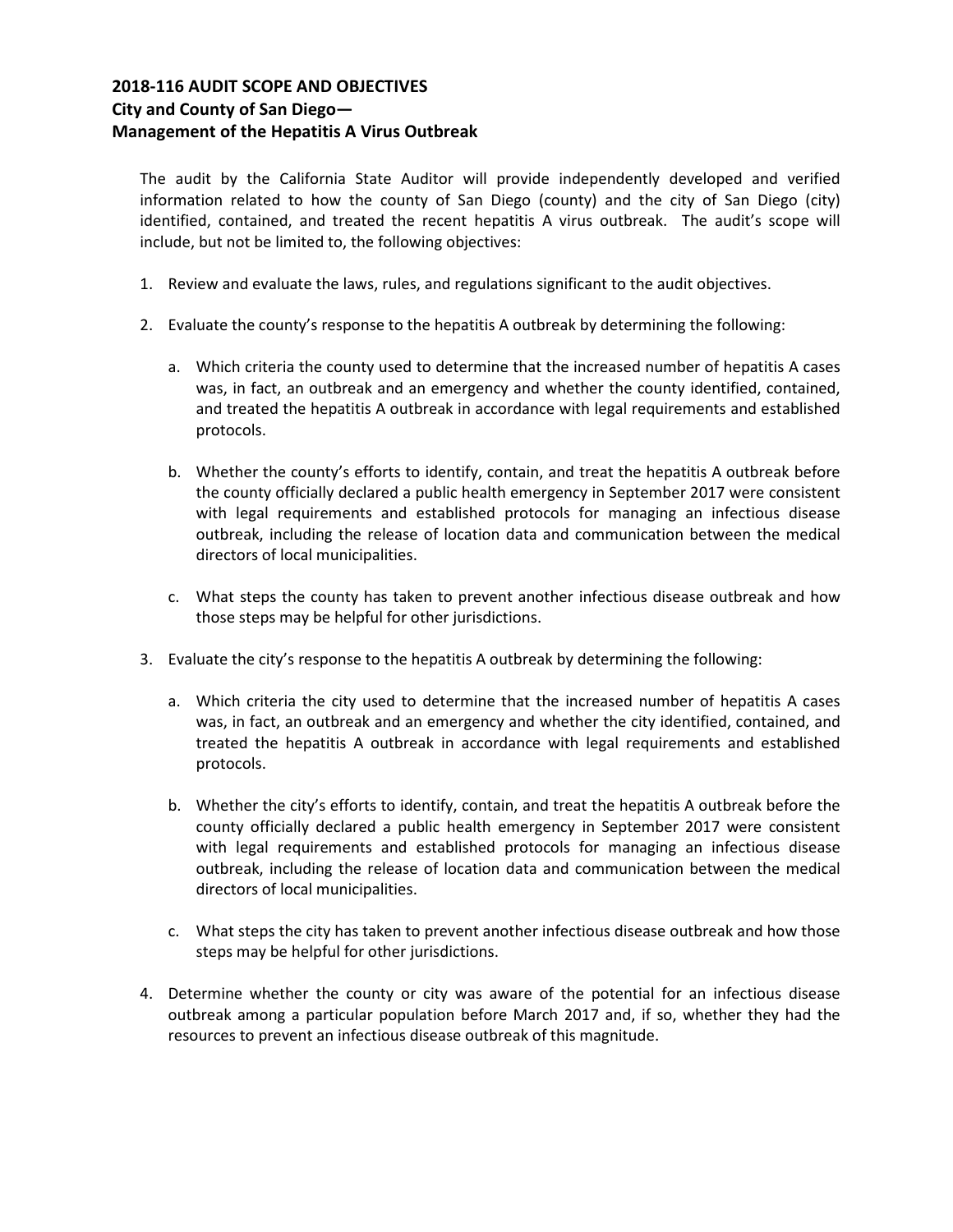**2018-116 AUDIT SCOPE AND OBJECTIVES**
**City and County of San Diego—**
**Management of the Hepatitis A Virus Outbreak**

The audit by the California State Auditor will provide independently developed and verified information related to how the county of San Diego (county) and the city of San Diego (city) identified, contained, and treated the recent hepatitis A virus outbreak. The audit's scope will include, but not be limited to, the following objectives:

1. Review and evaluate the laws, rules, and regulations significant to the audit objectives.

2. Evaluate the county's response to the hepatitis A outbreak by determining the following:

   a. Which criteria the county used to determine that the increased number of hepatitis A cases was, in fact, an outbreak and an emergency and whether the county identified, contained, and treated the hepatitis A outbreak in accordance with legal requirements and established protocols.

   b. Whether the county's efforts to identify, contain, and treat the hepatitis A outbreak before the county officially declared a public health emergency in September 2017 were consistent with legal requirements and established protocols for managing an infectious disease outbreak, including the release of location data and communication between the medical directors of local municipalities.

   c. What steps the county has taken to prevent another infectious disease outbreak and how those steps may be helpful for other jurisdictions.

3. Evaluate the city's response to the hepatitis A outbreak by determining the following:

   a. Which criteria the city used to determine that the increased number of hepatitis A cases was, in fact, an outbreak and an emergency and whether the city identified, contained, and treated the hepatitis A outbreak in accordance with legal requirements and established protocols.

   b. Whether the city's efforts to identify, contain, and treat the hepatitis A outbreak before the county officially declared a public health emergency in September 2017 were consistent with legal requirements and established protocols for managing an infectious disease outbreak, including the release of location data and communication between the medical directors of local municipalities.

   c. What steps the city has taken to prevent another infectious disease outbreak and how those steps may be helpful for other jurisdictions.

4. Determine whether the county or city was aware of the potential for an infectious disease outbreak among a particular population before March 2017 and, if so, whether they had the resources to prevent an infectious disease outbreak of this magnitude.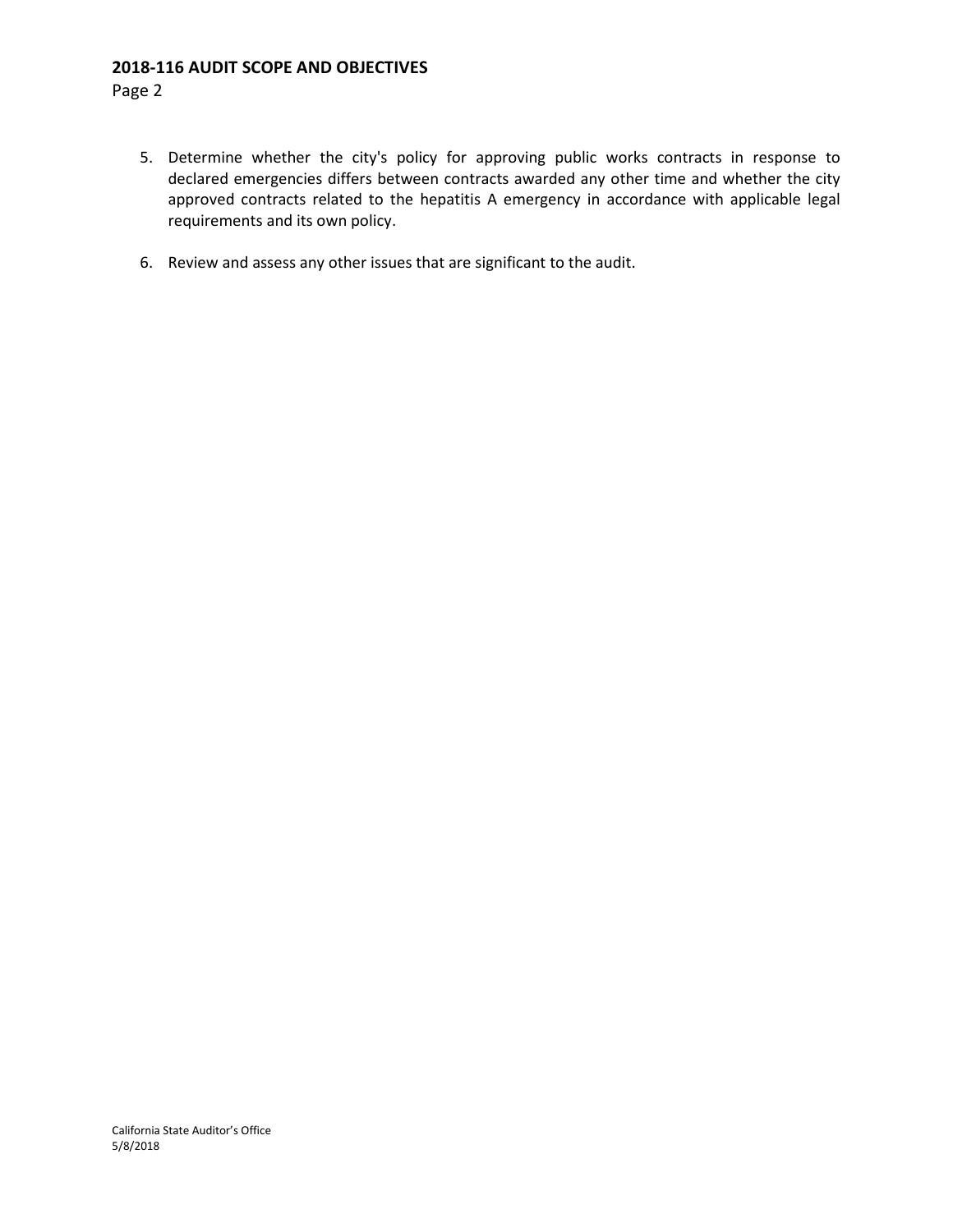5. Determine whether the city's policy for approving public works contracts in response to declared emergencies differs between contracts awarded any other time and whether the city approved contracts related to the hepatitis A emergency in accordance with applicable legal requirements and its own policy.

6. Review and assess any other issues that are significant to the audit.